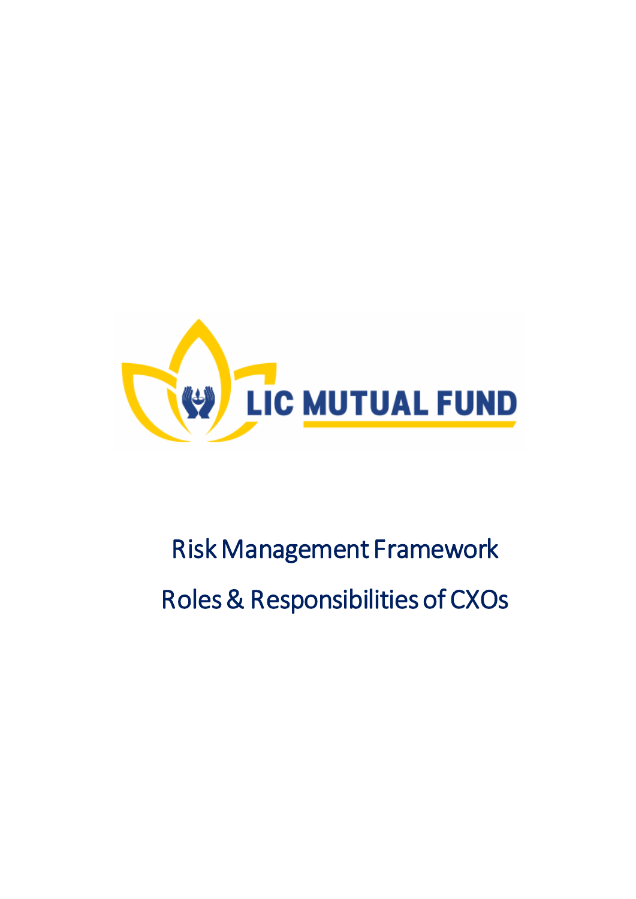LIC MUTUAL FUND

# Risk Management Framework

# Roles & Responsibilities of CXOs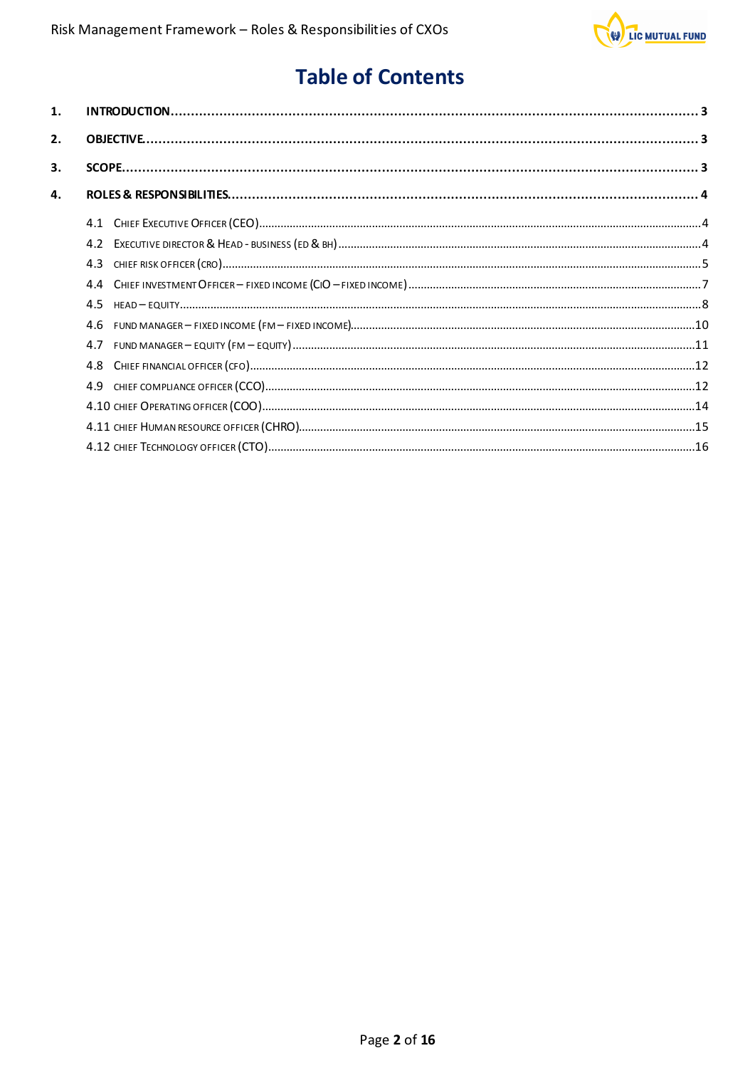# Table of Contents

1. INTRODUCTION ........................................ 3
2. OBJECTIVE ........................................ 3
3. SCOPE ........................................ 3
4. ROLES & RESPONSIBILITIES ........................................ 4
   - 4.1 Chief Executive Officer (CEO) ........................................ 4
   - 4.2 Executive director & Head - business (ED & BH) ........................................ 4
   - 4.3 chief risk officer (CRO) ........................................ 5
   - 4.4 Chief investment Officer – fixed income (CIO – fixed income) ........................................ 7
   - 4.5 head – equity ........................................ 8
   - 4.6 fund manager – fixed income (FM – fixed income) ........................................ 10
   - 4.7 fund manager – equity (FM – equity) ........................................ 11
   - 4.8 Chief financial officer (CFO) ........................................ 12
   - 4.9 chief compliance officer (CCO) ........................................ 12
   - 4.10 chief Operating officer (COO) ........................................ 14
   - 4.11 chief Human resource officer (CHRO) ........................................ 15
   - 4.12 chief Technology officer (CTO) ........................................ 16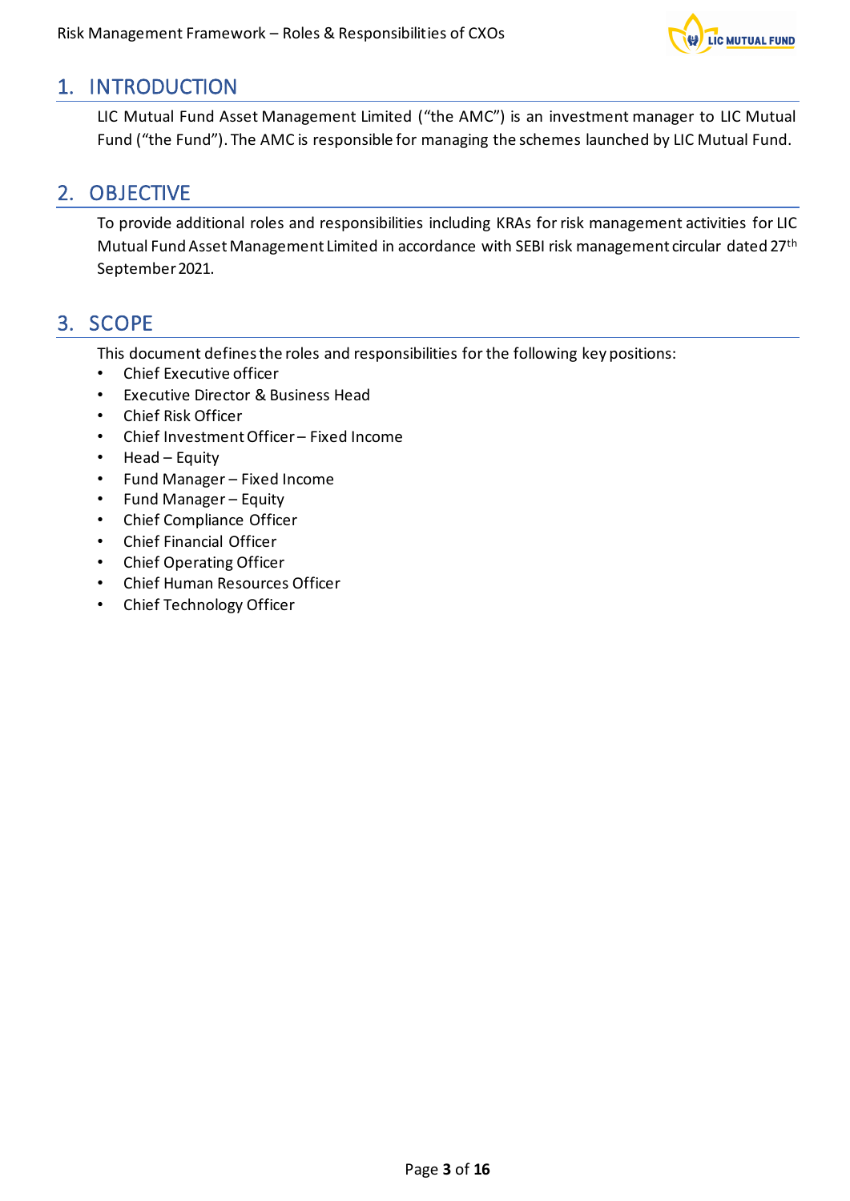## 1. INTRODUCTION

LIC Mutual Fund Asset Management Limited ("the AMC") is an investment manager to LIC Mutual Fund ("the Fund"). The AMC is responsible for managing the schemes launched by LIC Mutual Fund.

## 2. OBJECTIVE

To provide additional roles and responsibilities including KRAs for risk management activities for LIC Mutual Fund Asset Management Limited in accordance with SEBI risk management circular dated 27th September 2021.

## 3. SCOPE

This document defines the roles and responsibilities for the following key positions:

- Chief Executive officer
- Executive Director & Business Head
- Chief Risk Officer
- Chief Investment Officer – Fixed Income
- Head – Equity
- Fund Manager – Fixed Income
- Fund Manager – Equity
- Chief Compliance Officer
- Chief Financial Officer
- Chief Operating Officer
- Chief Human Resources Officer
- Chief Technology Officer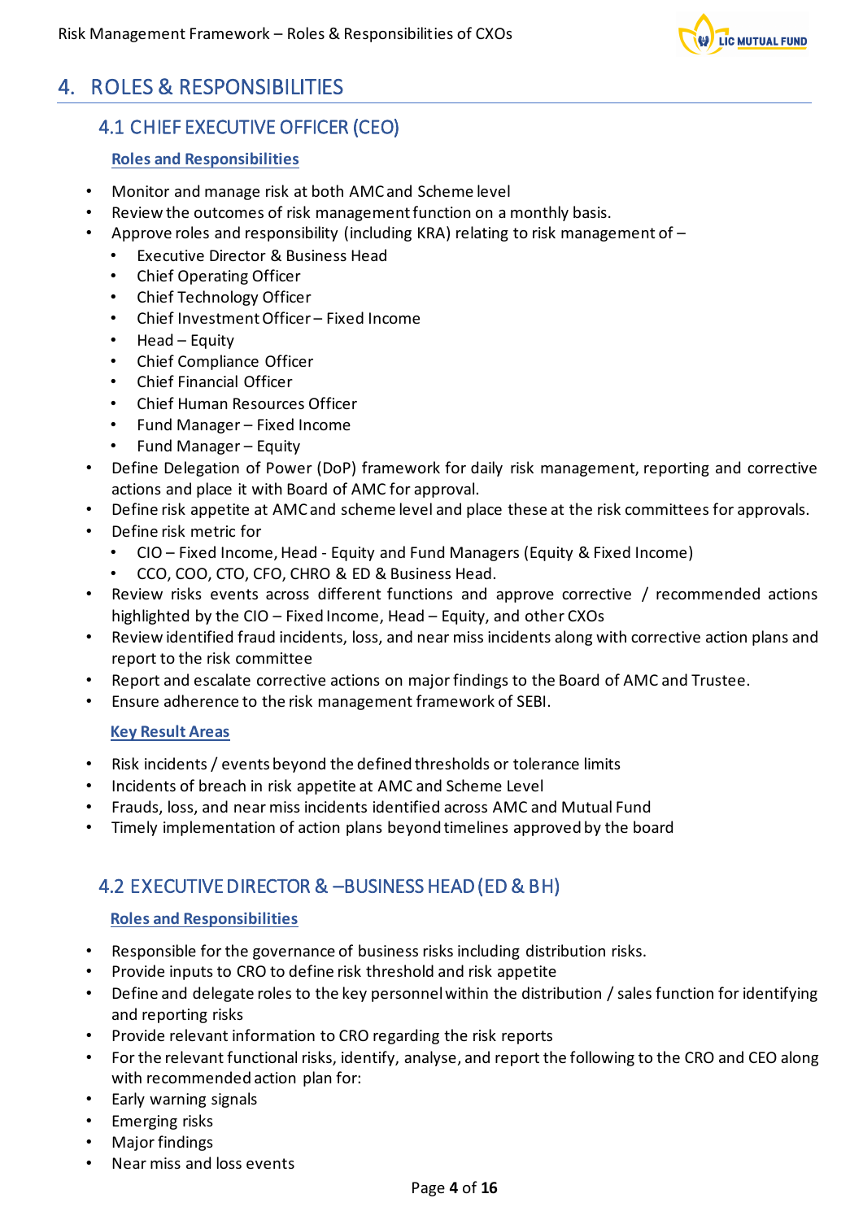# 4. ROLES & RESPONSIBILITIES

## 4.1 CHIEF EXECUTIVE OFFICER (CEO)

**Roles and Responsibilities**

- Monitor and manage risk at both AMC and Scheme level
- Review the outcomes of risk management function on a monthly basis.
- Approve roles and responsibility (including KRA) relating to risk management of –
  - Executive Director & Business Head
  - Chief Operating Officer
  - Chief Technology Officer
  - Chief Investment Officer – Fixed Income
  - Head – Equity
  - Chief Compliance Officer
  - Chief Financial Officer
  - Chief Human Resources Officer
  - Fund Manager – Fixed Income
  - Fund Manager – Equity
- Define Delegation of Power (DoP) framework for daily risk management, reporting and corrective actions and place it with Board of AMC for approval.
- Define risk appetite at AMC and scheme level and place these at the risk committees for approvals.
- Define risk metric for
  - CIO – Fixed Income, Head - Equity and Fund Managers (Equity & Fixed Income)
  - CCO, COO, CTO, CFO, CHRO & ED & Business Head.
- Review risks events across different functions and approve corrective / recommended actions highlighted by the CIO – Fixed Income, Head – Equity, and other CXOs
- Review identified fraud incidents, loss, and near miss incidents along with corrective action plans and report to the risk committee
- Report and escalate corrective actions on major findings to the Board of AMC and Trustee.
- Ensure adherence to the risk management framework of SEBI.

**Key Result Areas**

- Risk incidents / events beyond the defined thresholds or tolerance limits
- Incidents of breach in risk appetite at AMC and Scheme Level
- Frauds, loss, and near miss incidents identified across AMC and Mutual Fund
- Timely implementation of action plans beyond timelines approved by the board

## 4.2 EXECUTIVE DIRECTOR & –BUSINESS HEAD (ED & BH)

**Roles and Responsibilities**

- Responsible for the governance of business risks including distribution risks.
- Provide inputs to CRO to define risk threshold and risk appetite
- Define and delegate roles to the key personnel within the distribution / sales function for identifying and reporting risks
- Provide relevant information to CRO regarding the risk reports
- For the relevant functional risks, identify, analyse, and report the following to the CRO and CEO along with recommended action plan for:
- Early warning signals
- Emerging risks
- Major findings
- Near miss and loss events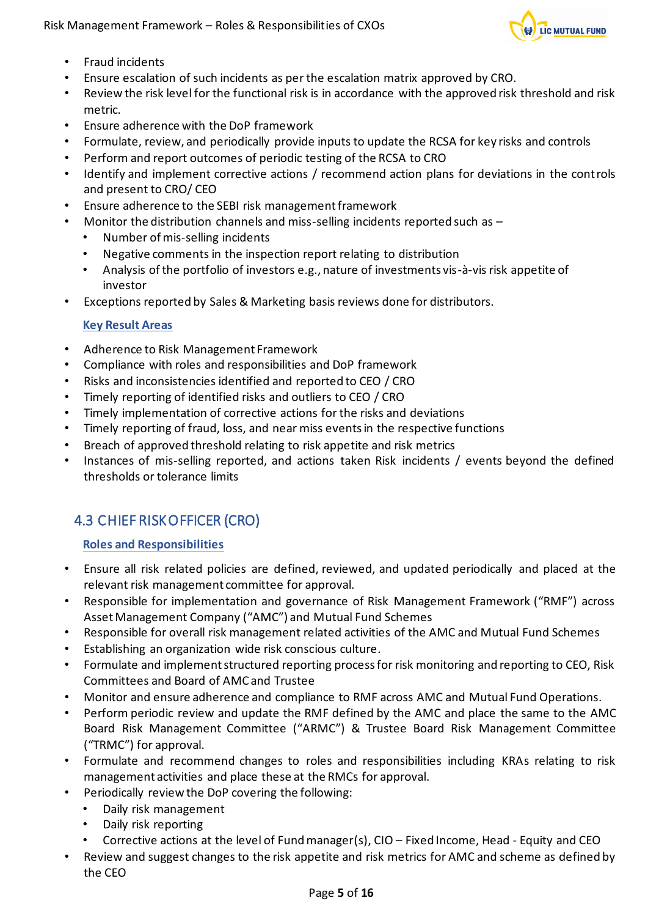- Fraud incidents
- Ensure escalation of such incidents as per the escalation matrix approved by CRO.
- Review the risk level for the functional risk is in accordance with the approved risk threshold and risk metric.
- Ensure adherence with the DoP framework
- Formulate, review, and periodically provide inputs to update the RCSA for key risks and controls
- Perform and report outcomes of periodic testing of the RCSA to CRO
- Identify and implement corrective actions / recommend action plans for deviations in the controls and present to CRO/ CEO
- Ensure adherence to the SEBI risk management framework
- Monitor the distribution channels and miss-selling incidents reported such as –
  - Number of mis-selling incidents
  - Negative comments in the inspection report relating to distribution
  - Analysis of the portfolio of investors e.g., nature of investments vis-à-vis risk appetite of investor
- Exceptions reported by Sales & Marketing basis reviews done for distributors.

**Key Result Areas**

- Adherence to Risk Management Framework
- Compliance with roles and responsibilities and DoP framework
- Risks and inconsistencies identified and reported to CEO / CRO
- Timely reporting of identified risks and outliers to CEO / CRO
- Timely implementation of corrective actions for the risks and deviations
- Timely reporting of fraud, loss, and near miss events in the respective functions
- Breach of approved threshold relating to risk appetite and risk metrics
- Instances of mis-selling reported, and actions taken Risk incidents / events beyond the defined thresholds or tolerance limits

## 4.3 CHIEF RISK OFFICER (CRO)

**Roles and Responsibilities**

- Ensure all risk related policies are defined, reviewed, and updated periodically and placed at the relevant risk management committee for approval.
- Responsible for implementation and governance of Risk Management Framework ("RMF") across Asset Management Company ("AMC") and Mutual Fund Schemes
- Responsible for overall risk management related activities of the AMC and Mutual Fund Schemes
- Establishing an organization wide risk conscious culture.
- Formulate and implement structured reporting process for risk monitoring and reporting to CEO, Risk Committees and Board of AMC and Trustee
- Monitor and ensure adherence and compliance to RMF across AMC and Mutual Fund Operations.
- Perform periodic review and update the RMF defined by the AMC and place the same to the AMC Board Risk Management Committee ("ARMC") & Trustee Board Risk Management Committee ("TRMC") for approval.
- Formulate and recommend changes to roles and responsibilities including KRAs relating to risk management activities and place these at the RMCs for approval.
- Periodically review the DoP covering the following:
  - Daily risk management
  - Daily risk reporting
  - Corrective actions at the level of Fund manager(s), CIO – Fixed Income, Head - Equity and CEO
- Review and suggest changes to the risk appetite and risk metrics for AMC and scheme as defined by the CEO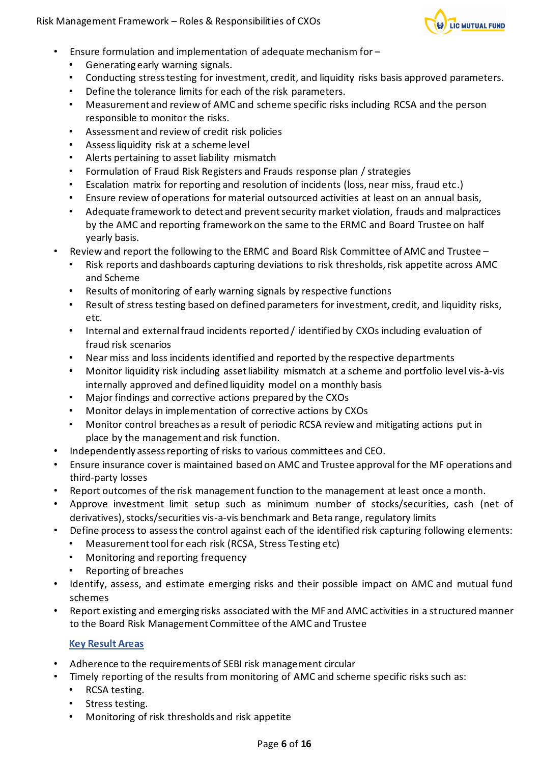- Ensure formulation and implementation of adequate mechanism for –
    - Generating early warning signals.
    - Conducting stress testing for investment, credit, and liquidity risks basis approved parameters.
    - Define the tolerance limits for each of the risk parameters.
    - Measurement and review of AMC and scheme specific risks including RCSA and the person responsible to monitor the risks.
    - Assessment and review of credit risk policies
    - Assess liquidity risk at a scheme level
    - Alerts pertaining to asset liability mismatch
    - Formulation of Fraud Risk Registers and Frauds response plan / strategies
    - Escalation matrix for reporting and resolution of incidents (loss, near miss, fraud etc.)
    - Ensure review of operations for material outsourced activities at least on an annual basis,
    - Adequate framework to detect and prevent security market violation, frauds and malpractices by the AMC and reporting framework on the same to the ERMC and Board Trustee on half yearly basis.
- Review and report the following to the ERMC and Board Risk Committee of AMC and Trustee –
    - Risk reports and dashboards capturing deviations to risk thresholds, risk appetite across AMC and Scheme
    - Results of monitoring of early warning signals by respective functions
    - Result of stress testing based on defined parameters for investment, credit, and liquidity risks, etc.
    - Internal and external fraud incidents reported / identified by CXOs including evaluation of fraud risk scenarios
    - Near miss and loss incidents identified and reported by the respective departments
    - Monitor liquidity risk including asset liability mismatch at a scheme and portfolio level vis-à-vis internally approved and defined liquidity model on a monthly basis
    - Major findings and corrective actions prepared by the CXOs
    - Monitor delays in implementation of corrective actions by CXOs
    - Monitor control breaches as a result of periodic RCSA review and mitigating actions put in place by the management and risk function.
- Independently assess reporting of risks to various committees and CEO.
- Ensure insurance cover is maintained based on AMC and Trustee approval for the MF operations and third-party losses
- Report outcomes of the risk management function to the management at least once a month.
- Approve investment limit setup such as minimum number of stocks/securities, cash (net of derivatives), stocks/securities vis-a-vis benchmark and Beta range, regulatory limits
- Define process to assess the control against each of the identified risk capturing following elements:
    - Measurement tool for each risk (RCSA, Stress Testing etc)
    - Monitoring and reporting frequency
    - Reporting of breaches
- Identify, assess, and estimate emerging risks and their possible impact on AMC and mutual fund schemes
- Report existing and emerging risks associated with the MF and AMC activities in a structured manner to the Board Risk Management Committee of the AMC and Trustee

**Key Result Areas**

- Adherence to the requirements of SEBI risk management circular
- Timely reporting of the results from monitoring of AMC and scheme specific risks such as:
    - RCSA testing.
    - Stress testing.
    - Monitoring of risk thresholds and risk appetite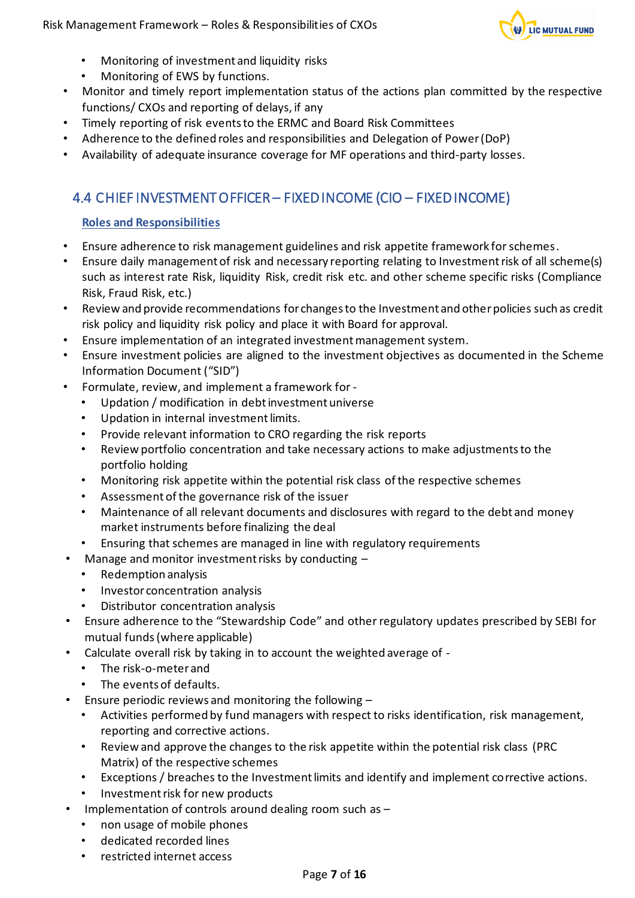- Monitoring of investment and liquidity risks
- Monitoring of EWS by functions.
- Monitor and timely report implementation status of the actions plan committed by the respective functions/ CXOs and reporting of delays, if any
- Timely reporting of risk events to the ERMC and Board Risk Committees
- Adherence to the defined roles and responsibilities and Delegation of Power (DoP)
- Availability of adequate insurance coverage for MF operations and third-party losses.

## 4.4 CHIEF INVESTMENT OFFICER – FIXED INCOME (CIO – FIXED INCOME)

**Roles and Responsibilities**

- Ensure adherence to risk management guidelines and risk appetite framework for schemes.
- Ensure daily management of risk and necessary reporting relating to Investment risk of all scheme(s) such as interest rate Risk, liquidity Risk, credit risk etc. and other scheme specific risks (Compliance Risk, Fraud Risk, etc.)
- Review and provide recommendations for changes to the Investment and other policies such as credit risk policy and liquidity risk policy and place it with Board for approval.
- Ensure implementation of an integrated investment management system.
- Ensure investment policies are aligned to the investment objectives as documented in the Scheme Information Document ("SID")
- Formulate, review, and implement a framework for -
  - Updation / modification in debt investment universe
  - Updation in internal investment limits.
  - Provide relevant information to CRO regarding the risk reports
  - Review portfolio concentration and take necessary actions to make adjustments to the portfolio holding
  - Monitoring risk appetite within the potential risk class of the respective schemes
  - Assessment of the governance risk of the issuer
  - Maintenance of all relevant documents and disclosures with regard to the debt and money market instruments before finalizing the deal
  - Ensuring that schemes are managed in line with regulatory requirements
- Manage and monitor investment risks by conducting –
  - Redemption analysis
  - Investor concentration analysis
  - Distributor concentration analysis
- Ensure adherence to the "Stewardship Code" and other regulatory updates prescribed by SEBI for mutual funds (where applicable)
- Calculate overall risk by taking in to account the weighted average of -
  - The risk-o-meter and
  - The events of defaults.
- Ensure periodic reviews and monitoring the following –
  - Activities performed by fund managers with respect to risks identification, risk management, reporting and corrective actions.
  - Review and approve the changes to the risk appetite within the potential risk class (PRC Matrix) of the respective schemes
  - Exceptions / breaches to the Investment limits and identify and implement corrective actions.
  - Investment risk for new products
- Implementation of controls around dealing room such as –
  - non usage of mobile phones
  - dedicated recorded lines
  - restricted internet access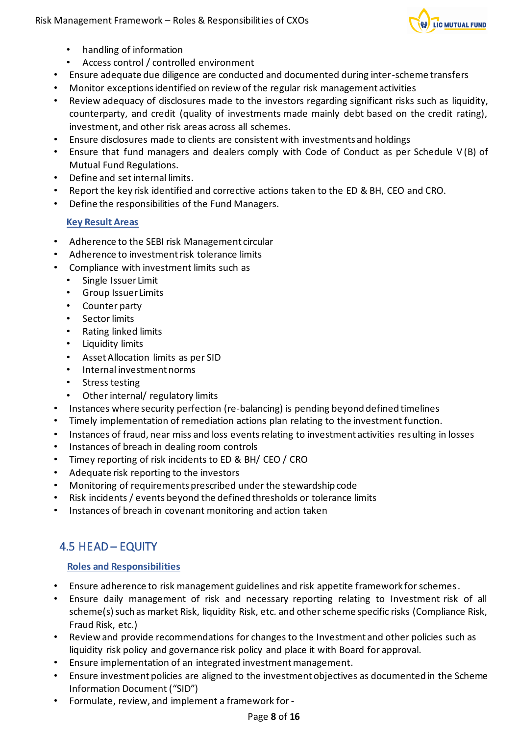- handling of information
  - Access control / controlled environment
- Ensure adequate due diligence are conducted and documented during inter-scheme transfers
- Monitor exceptions identified on review of the regular risk management activities
- Review adequacy of disclosures made to the investors regarding significant risks such as liquidity, counterparty, and credit (quality of investments made mainly debt based on the credit rating), investment, and other risk areas across all schemes.
- Ensure disclosures made to clients are consistent with investments and holdings
- Ensure that fund managers and dealers comply with Code of Conduct as per Schedule V(B) of Mutual Fund Regulations.
- Define and set internal limits.
- Report the key risk identified and corrective actions taken to the ED & BH, CEO and CRO.
- Define the responsibilities of the Fund Managers.

**Key Result Areas**

- Adherence to the SEBI risk Management circular
- Adherence to investment risk tolerance limits
- Compliance with investment limits such as
  - Single Issuer Limit
  - Group Issuer Limits
  - Counter party
  - Sector limits
  - Rating linked limits
  - Liquidity limits
  - Asset Allocation limits as per SID
  - Internal investment norms
  - Stress testing
  - Other internal/ regulatory limits
- Instances where security perfection (re-balancing) is pending beyond defined timelines
- Timely implementation of remediation actions plan relating to the investment function.
- Instances of fraud, near miss and loss events relating to investment activities resulting in losses
- Instances of breach in dealing room controls
- Timey reporting of risk incidents to ED & BH/ CEO / CRO
- Adequate risk reporting to the investors
- Monitoring of requirements prescribed under the stewardship code
- Risk incidents / events beyond the defined thresholds or tolerance limits
- Instances of breach in covenant monitoring and action taken

## 4.5 HEAD – EQUITY

**Roles and Responsibilities**

- Ensure adherence to risk management guidelines and risk appetite framework for schemes.
- Ensure daily management of risk and necessary reporting relating to Investment risk of all scheme(s) such as market Risk, liquidity Risk, etc. and other scheme specific risks (Compliance Risk, Fraud Risk, etc.)
- Review and provide recommendations for changes to the Investment and other policies such as liquidity risk policy and governance risk policy and place it with Board for approval.
- Ensure implementation of an integrated investment management.
- Ensure investment policies are aligned to the investment objectives as documented in the Scheme Information Document ("SID")
- Formulate, review, and implement a framework for -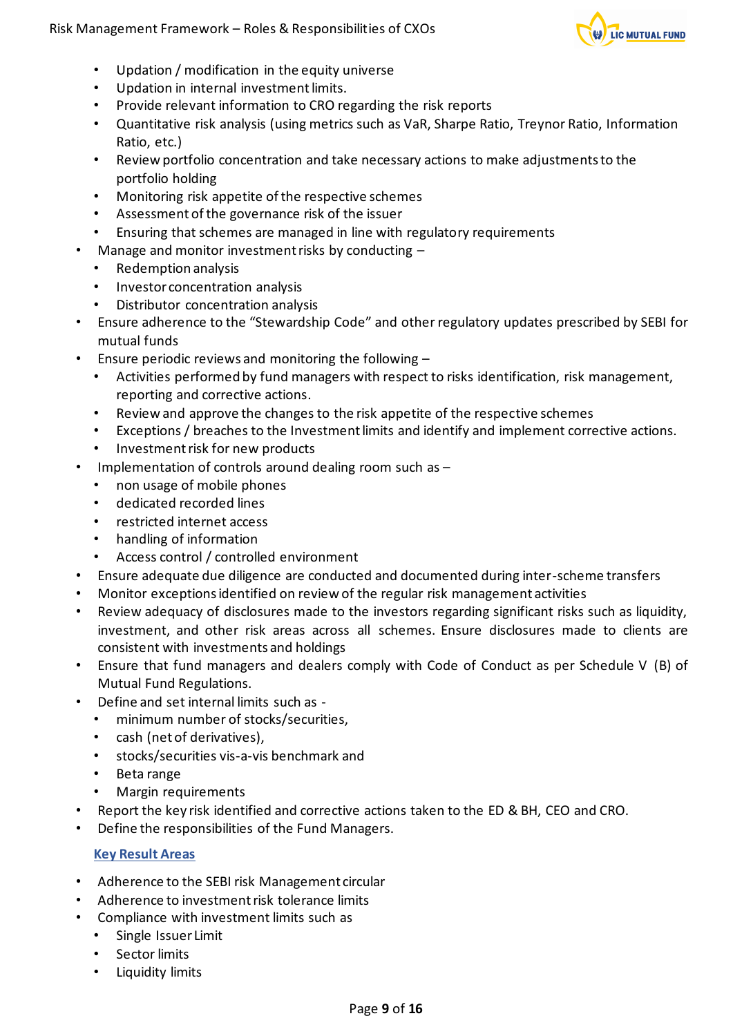- Updation / modification in the equity universe
  - Updation in internal investment limits.
  - Provide relevant information to CRO regarding the risk reports
  - Quantitative risk analysis (using metrics such as VaR, Sharpe Ratio, Treynor Ratio, Information Ratio, etc.)
  - Review portfolio concentration and take necessary actions to make adjustments to the portfolio holding
  - Monitoring risk appetite of the respective schemes
  - Assessment of the governance risk of the issuer
  - Ensuring that schemes are managed in line with regulatory requirements
- Manage and monitor investment risks by conducting –
  - Redemption analysis
  - Investor concentration analysis
  - Distributor concentration analysis
- Ensure adherence to the "Stewardship Code" and other regulatory updates prescribed by SEBI for mutual funds
- Ensure periodic reviews and monitoring the following –
  - Activities performed by fund managers with respect to risks identification, risk management, reporting and corrective actions.
  - Review and approve the changes to the risk appetite of the respective schemes
  - Exceptions / breaches to the Investment limits and identify and implement corrective actions.
  - Investment risk for new products
- Implementation of controls around dealing room such as –
  - non usage of mobile phones
  - dedicated recorded lines
  - restricted internet access
  - handling of information
  - Access control / controlled environment
- Ensure adequate due diligence are conducted and documented during inter-scheme transfers
- Monitor exceptions identified on review of the regular risk management activities
- Review adequacy of disclosures made to the investors regarding significant risks such as liquidity, investment, and other risk areas across all schemes. Ensure disclosures made to clients are consistent with investments and holdings
- Ensure that fund managers and dealers comply with Code of Conduct as per Schedule V (B) of Mutual Fund Regulations.
- Define and set internal limits such as -
  - minimum number of stocks/securities,
  - cash (net of derivatives),
  - stocks/securities vis-a-vis benchmark and
  - Beta range
  - Margin requirements
- Report the key risk identified and corrective actions taken to the ED & BH, CEO and CRO.
- Define the responsibilities of the Fund Managers.

**Key Result Areas**

- Adherence to the SEBI risk Management circular
- Adherence to investment risk tolerance limits
- Compliance with investment limits such as
  - Single Issuer Limit
  - Sector limits
  - Liquidity limits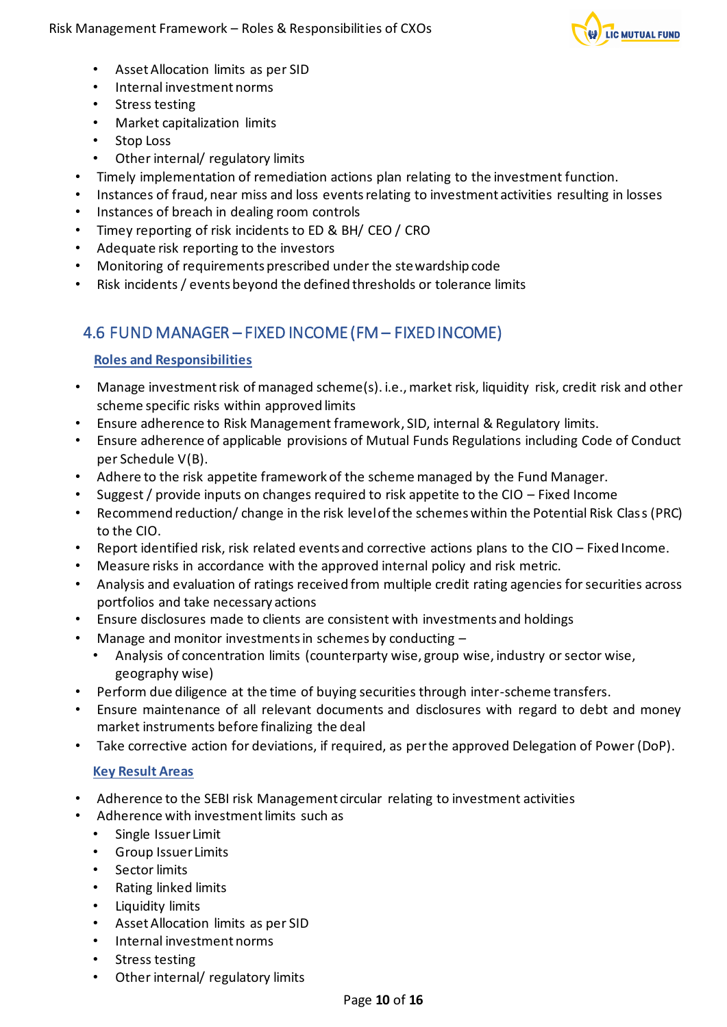- Asset Allocation limits as per SID
  - Internal investment norms
  - Stress testing
  - Market capitalization limits
  - Stop Loss
  - Other internal/ regulatory limits
- Timely implementation of remediation actions plan relating to the investment function.
- Instances of fraud, near miss and loss events relating to investment activities resulting in losses
- Instances of breach in dealing room controls
- Timey reporting of risk incidents to ED & BH/ CEO / CRO
- Adequate risk reporting to the investors
- Monitoring of requirements prescribed under the stewardship code
- Risk incidents / events beyond the defined thresholds or tolerance limits

## 4.6 FUND MANAGER – FIXED INCOME (FM – FIXED INCOME)

### Roles and Responsibilities

- Manage investment risk of managed scheme(s). i.e., market risk, liquidity risk, credit risk and other scheme specific risks within approved limits
- Ensure adherence to Risk Management framework, SID, internal & Regulatory limits.
- Ensure adherence of applicable provisions of Mutual Funds Regulations including Code of Conduct per Schedule V(B).
- Adhere to the risk appetite framework of the scheme managed by the Fund Manager.
- Suggest / provide inputs on changes required to risk appetite to the CIO – Fixed Income
- Recommend reduction/ change in the risk level of the schemes within the Potential Risk Class (PRC) to the CIO.
- Report identified risk, risk related events and corrective actions plans to the CIO – Fixed Income.
- Measure risks in accordance with the approved internal policy and risk metric.
- Analysis and evaluation of ratings received from multiple credit rating agencies for securities across portfolios and take necessary actions
- Ensure disclosures made to clients are consistent with investments and holdings
- Manage and monitor investments in schemes by conducting –
  - Analysis of concentration limits (counterparty wise, group wise, industry or sector wise, geography wise)
- Perform due diligence at the time of buying securities through inter-scheme transfers.
- Ensure maintenance of all relevant documents and disclosures with regard to debt and money market instruments before finalizing the deal
- Take corrective action for deviations, if required, as per the approved Delegation of Power (DoP).

### Key Result Areas

- Adherence to the SEBI risk Management circular relating to investment activities
- Adherence with investment limits such as
  - Single Issuer Limit
  - Group Issuer Limits
  - Sector limits
  - Rating linked limits
  - Liquidity limits
  - Asset Allocation limits as per SID
  - Internal investment norms
  - Stress testing
  - Other internal/ regulatory limits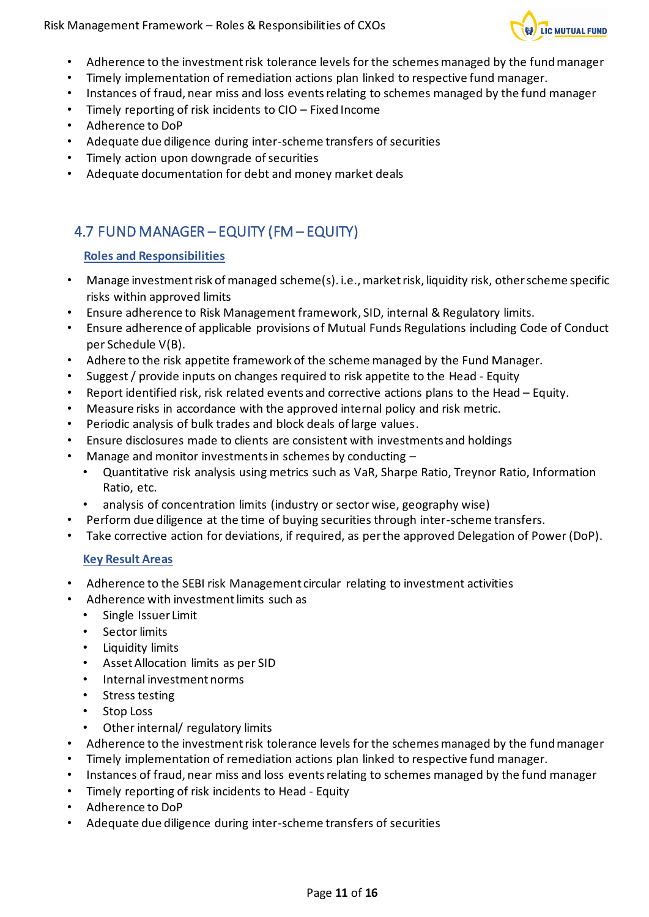- Adherence to the investment risk tolerance levels for the schemes managed by the fund manager
- Timely implementation of remediation actions plan linked to respective fund manager.
- Instances of fraud, near miss and loss events relating to schemes managed by the fund manager
- Timely reporting of risk incidents to CIO – Fixed Income
- Adherence to DoP
- Adequate due diligence during inter-scheme transfers of securities
- Timely action upon downgrade of securities
- Adequate documentation for debt and money market deals

## 4.7 FUND MANAGER – EQUITY (FM – EQUITY)

### Roles and Responsibilities

- Manage investment risk of managed scheme(s). i.e., market risk, liquidity risk, other scheme specific risks within approved limits
- Ensure adherence to Risk Management framework, SID, internal & Regulatory limits.
- Ensure adherence of applicable provisions of Mutual Funds Regulations including Code of Conduct per Schedule V(B).
- Adhere to the risk appetite framework of the scheme managed by the Fund Manager.
- Suggest / provide inputs on changes required to risk appetite to the Head - Equity
- Report identified risk, risk related events and corrective actions plans to the Head – Equity.
- Measure risks in accordance with the approved internal policy and risk metric.
- Periodic analysis of bulk trades and block deals of large values.
- Ensure disclosures made to clients are consistent with investments and holdings
- Manage and monitor investments in schemes by conducting –
  - Quantitative risk analysis using metrics such as VaR, Sharpe Ratio, Treynor Ratio, Information Ratio, etc.
  - analysis of concentration limits (industry or sector wise, geography wise)
- Perform due diligence at the time of buying securities through inter-scheme transfers.
- Take corrective action for deviations, if required, as per the approved Delegation of Power (DoP).

### Key Result Areas

- Adherence to the SEBI risk Management circular relating to investment activities
- Adherence with investment limits such as
  - Single Issuer Limit
  - Sector limits
  - Liquidity limits
  - Asset Allocation limits as per SID
  - Internal investment norms
  - Stress testing
  - Stop Loss
  - Other internal/ regulatory limits
- Adherence to the investment risk tolerance levels for the schemes managed by the fund manager
- Timely implementation of remediation actions plan linked to respective fund manager.
- Instances of fraud, near miss and loss events relating to schemes managed by the fund manager
- Timely reporting of risk incidents to Head - Equity
- Adherence to DoP
- Adequate due diligence during inter-scheme transfers of securities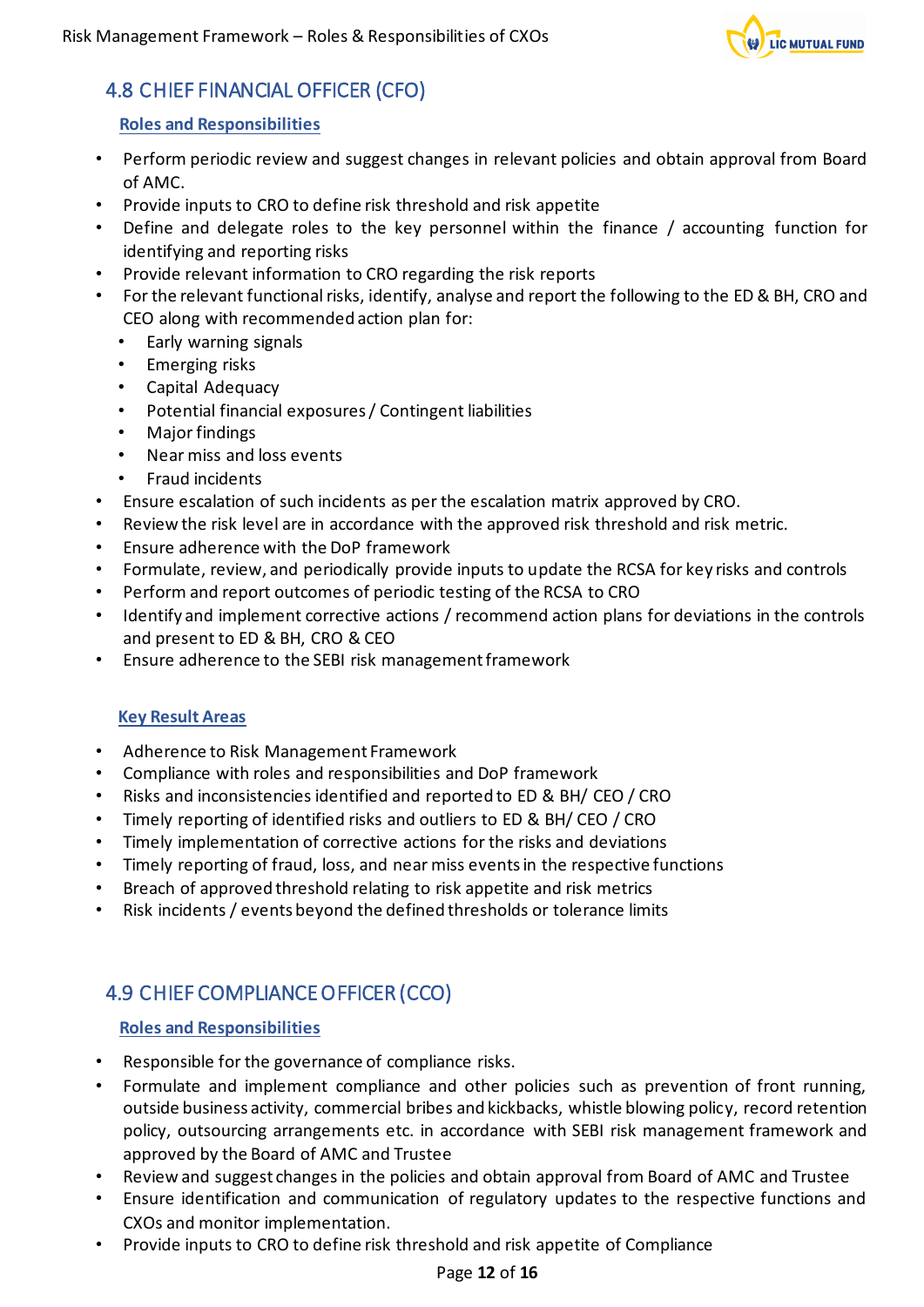## 4.8 CHIEF FINANCIAL OFFICER (CFO)

### Roles and Responsibilities

- Perform periodic review and suggest changes in relevant policies and obtain approval from Board of AMC.
- Provide inputs to CRO to define risk threshold and risk appetite
- Define and delegate roles to the key personnel within the finance / accounting function for identifying and reporting risks
- Provide relevant information to CRO regarding the risk reports
- For the relevant functional risks, identify, analyse and report the following to the ED & BH, CRO and CEO along with recommended action plan for:
  - Early warning signals
  - Emerging risks
  - Capital Adequacy
  - Potential financial exposures / Contingent liabilities
  - Major findings
  - Near miss and loss events
  - Fraud incidents
- Ensure escalation of such incidents as per the escalation matrix approved by CRO.
- Review the risk level are in accordance with the approved risk threshold and risk metric.
- Ensure adherence with the DoP framework
- Formulate, review, and periodically provide inputs to update the RCSA for key risks and controls
- Perform and report outcomes of periodic testing of the RCSA to CRO
- Identify and implement corrective actions / recommend action plans for deviations in the controls and present to ED & BH, CRO & CEO
- Ensure adherence to the SEBI risk management framework

### Key Result Areas

- Adherence to Risk Management Framework
- Compliance with roles and responsibilities and DoP framework
- Risks and inconsistencies identified and reported to ED & BH/ CEO / CRO
- Timely reporting of identified risks and outliers to ED & BH/ CEO / CRO
- Timely implementation of corrective actions for the risks and deviations
- Timely reporting of fraud, loss, and near miss events in the respective functions
- Breach of approved threshold relating to risk appetite and risk metrics
- Risk incidents / events beyond the defined thresholds or tolerance limits

## 4.9 CHIEF COMPLIANCE OFFICER (CCO)

### Roles and Responsibilities

- Responsible for the governance of compliance risks.
- Formulate and implement compliance and other policies such as prevention of front running, outside business activity, commercial bribes and kickbacks, whistle blowing policy, record retention policy, outsourcing arrangements etc. in accordance with SEBI risk management framework and approved by the Board of AMC and Trustee
- Review and suggest changes in the policies and obtain approval from Board of AMC and Trustee
- Ensure identification and communication of regulatory updates to the respective functions and CXOs and monitor implementation.
- Provide inputs to CRO to define risk threshold and risk appetite of Compliance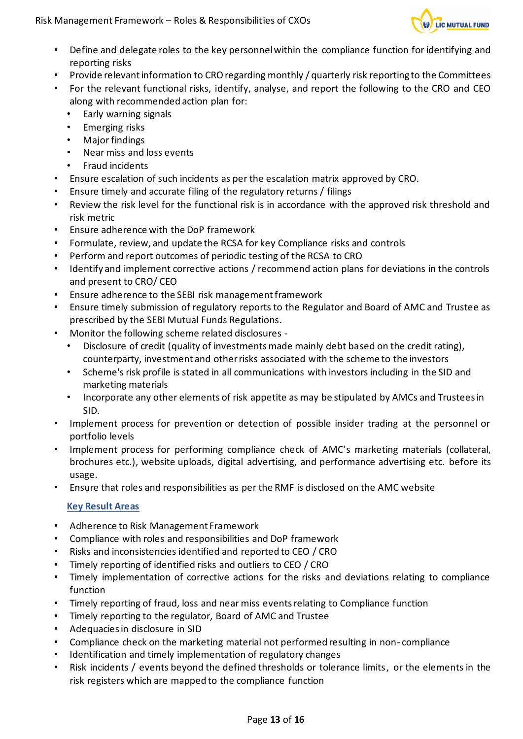- Define and delegate roles to the key personnel within the compliance function for identifying and reporting risks
- Provide relevant information to CRO regarding monthly / quarterly risk reporting to the Committees
- For the relevant functional risks, identify, analyse, and report the following to the CRO and CEO along with recommended action plan for:
  - Early warning signals
  - Emerging risks
  - Major findings
  - Near miss and loss events
  - Fraud incidents
- Ensure escalation of such incidents as per the escalation matrix approved by CRO.
- Ensure timely and accurate filing of the regulatory returns / filings
- Review the risk level for the functional risk is in accordance with the approved risk threshold and risk metric
- Ensure adherence with the DoP framework
- Formulate, review, and update the RCSA for key Compliance risks and controls
- Perform and report outcomes of periodic testing of the RCSA to CRO
- Identify and implement corrective actions / recommend action plans for deviations in the controls and present to CRO/ CEO
- Ensure adherence to the SEBI risk management framework
- Ensure timely submission of regulatory reports to the Regulator and Board of AMC and Trustee as prescribed by the SEBI Mutual Funds Regulations.
- Monitor the following scheme related disclosures -
  - Disclosure of credit (quality of investments made mainly debt based on the credit rating), counterparty, investment and other risks associated with the scheme to the investors
  - Scheme's risk profile is stated in all communications with investors including in the SID and marketing materials
  - Incorporate any other elements of risk appetite as may be stipulated by AMCs and Trustees in SID.
- Implement process for prevention or detection of possible insider trading at the personnel or portfolio levels
- Implement process for performing compliance check of AMC's marketing materials (collateral, brochures etc.), website uploads, digital advertising, and performance advertising etc. before its usage.
- Ensure that roles and responsibilities as per the RMF is disclosed on the AMC website

### Key Result Areas

- Adherence to Risk Management Framework
- Compliance with roles and responsibilities and DoP framework
- Risks and inconsistencies identified and reported to CEO / CRO
- Timely reporting of identified risks and outliers to CEO / CRO
- Timely implementation of corrective actions for the risks and deviations relating to compliance function
- Timely reporting of fraud, loss and near miss events relating to Compliance function
- Timely reporting to the regulator, Board of AMC and Trustee
- Adequacies in disclosure in SID
- Compliance check on the marketing material not performed resulting in non-compliance
- Identification and timely implementation of regulatory changes
- Risk incidents / events beyond the defined thresholds or tolerance limits, or the elements in the risk registers which are mapped to the compliance function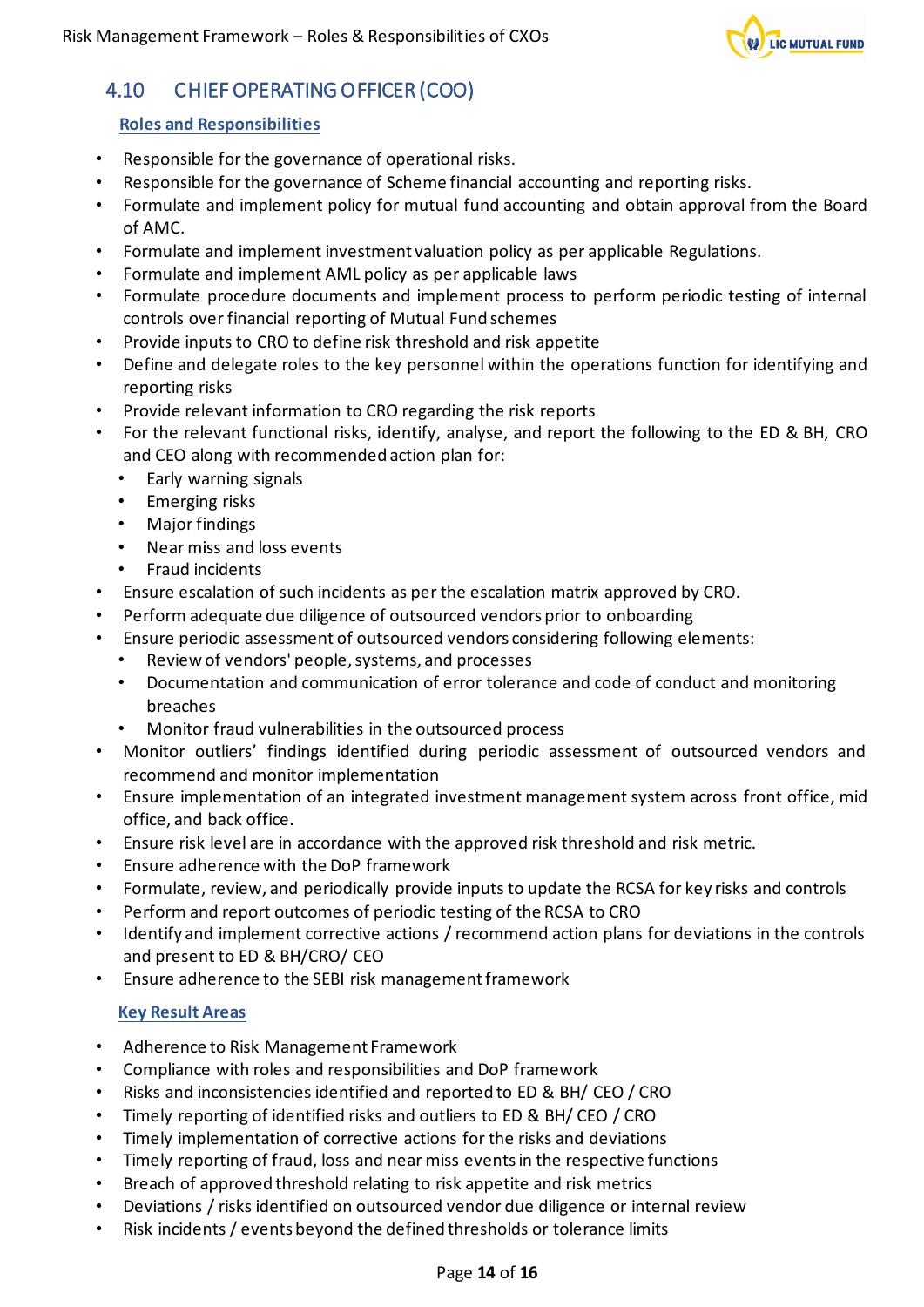## 4.10 CHIEF OPERATING OFFICER (COO)

### Roles and Responsibilities

- Responsible for the governance of operational risks.
- Responsible for the governance of Scheme financial accounting and reporting risks.
- Formulate and implement policy for mutual fund accounting and obtain approval from the Board of AMC.
- Formulate and implement investment valuation policy as per applicable Regulations.
- Formulate and implement AML policy as per applicable laws
- Formulate procedure documents and implement process to perform periodic testing of internal controls over financial reporting of Mutual Fund schemes
- Provide inputs to CRO to define risk threshold and risk appetite
- Define and delegate roles to the key personnel within the operations function for identifying and reporting risks
- Provide relevant information to CRO regarding the risk reports
- For the relevant functional risks, identify, analyse, and report the following to the ED & BH, CRO and CEO along with recommended action plan for:
  - Early warning signals
  - Emerging risks
  - Major findings
  - Near miss and loss events
  - Fraud incidents
- Ensure escalation of such incidents as per the escalation matrix approved by CRO.
- Perform adequate due diligence of outsourced vendors prior to onboarding
- Ensure periodic assessment of outsourced vendors considering following elements:
  - Review of vendors' people, systems, and processes
  - Documentation and communication of error tolerance and code of conduct and monitoring breaches
  - Monitor fraud vulnerabilities in the outsourced process
- Monitor outliers' findings identified during periodic assessment of outsourced vendors and recommend and monitor implementation
- Ensure implementation of an integrated investment management system across front office, mid office, and back office.
- Ensure risk level are in accordance with the approved risk threshold and risk metric.
- Ensure adherence with the DoP framework
- Formulate, review, and periodically provide inputs to update the RCSA for key risks and controls
- Perform and report outcomes of periodic testing of the RCSA to CRO
- Identify and implement corrective actions / recommend action plans for deviations in the controls and present to ED & BH/CRO/ CEO
- Ensure adherence to the SEBI risk management framework

### Key Result Areas

- Adherence to Risk Management Framework
- Compliance with roles and responsibilities and DoP framework
- Risks and inconsistencies identified and reported to ED & BH/ CEO / CRO
- Timely reporting of identified risks and outliers to ED & BH/ CEO / CRO
- Timely implementation of corrective actions for the risks and deviations
- Timely reporting of fraud, loss and near miss events in the respective functions
- Breach of approved threshold relating to risk appetite and risk metrics
- Deviations / risks identified on outsourced vendor due diligence or internal review
- Risk incidents / events beyond the defined thresholds or tolerance limits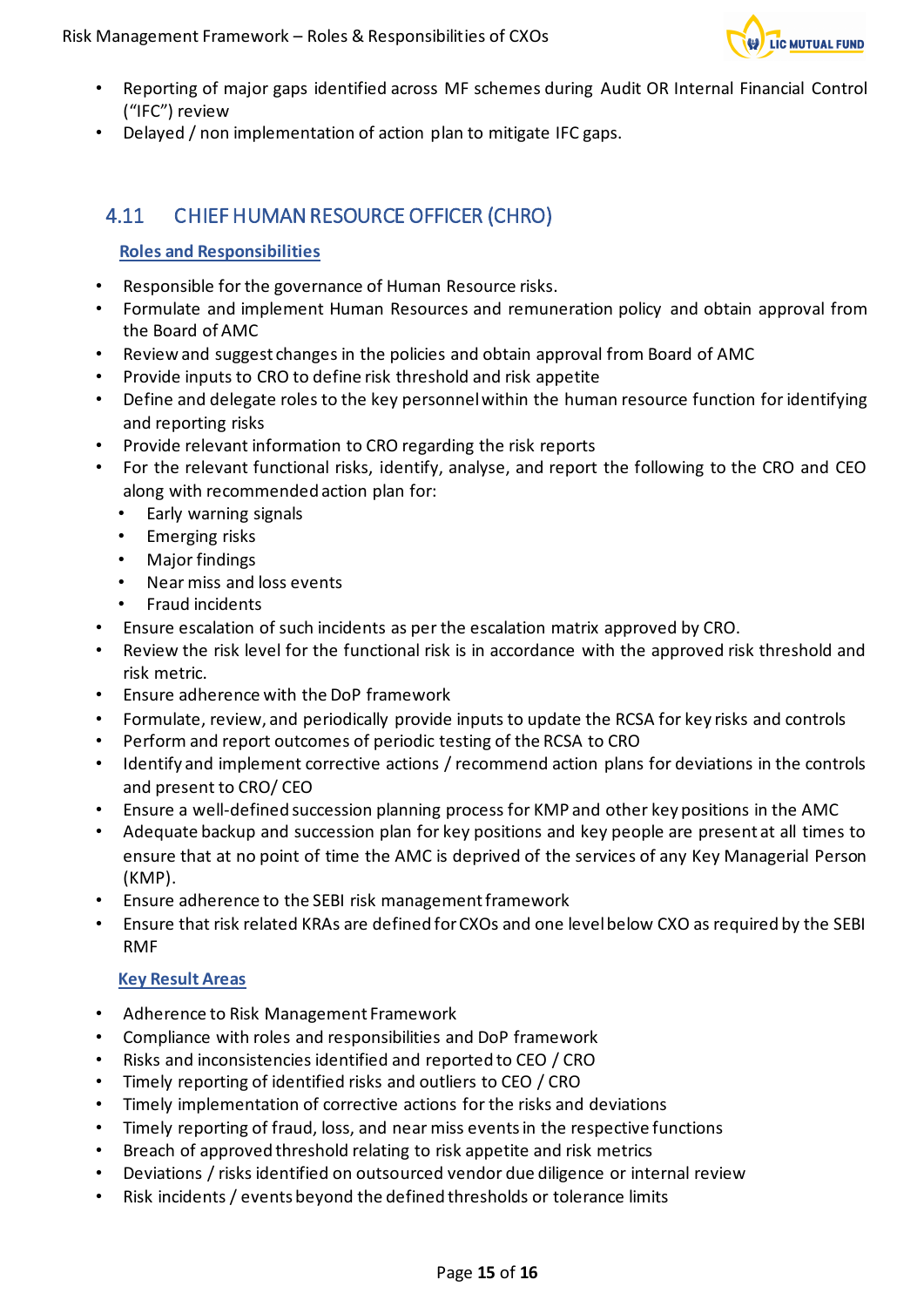- Reporting of major gaps identified across MF schemes during Audit OR Internal Financial Control ("IFC") review
- Delayed / non implementation of action plan to mitigate IFC gaps.

## 4.11 CHIEF HUMAN RESOURCE OFFICER (CHRO)

**Roles and Responsibilities**

- Responsible for the governance of Human Resource risks.
- Formulate and implement Human Resources and remuneration policy and obtain approval from the Board of AMC
- Review and suggest changes in the policies and obtain approval from Board of AMC
- Provide inputs to CRO to define risk threshold and risk appetite
- Define and delegate roles to the key personnel within the human resource function for identifying and reporting risks
- Provide relevant information to CRO regarding the risk reports
- For the relevant functional risks, identify, analyse, and report the following to the CRO and CEO along with recommended action plan for:
  - Early warning signals
  - Emerging risks
  - Major findings
  - Near miss and loss events
  - Fraud incidents
- Ensure escalation of such incidents as per the escalation matrix approved by CRO.
- Review the risk level for the functional risk is in accordance with the approved risk threshold and risk metric.
- Ensure adherence with the DoP framework
- Formulate, review, and periodically provide inputs to update the RCSA for key risks and controls
- Perform and report outcomes of periodic testing of the RCSA to CRO
- Identify and implement corrective actions / recommend action plans for deviations in the controls and present to CRO/ CEO
- Ensure a well-defined succession planning process for KMP and other key positions in the AMC
- Adequate backup and succession plan for key positions and key people are present at all times to ensure that at no point of time the AMC is deprived of the services of any Key Managerial Person (KMP).
- Ensure adherence to the SEBI risk management framework
- Ensure that risk related KRAs are defined for CXOs and one level below CXO as required by the SEBI RMF

**Key Result Areas**

- Adherence to Risk Management Framework
- Compliance with roles and responsibilities and DoP framework
- Risks and inconsistencies identified and reported to CEO / CRO
- Timely reporting of identified risks and outliers to CEO / CRO
- Timely implementation of corrective actions for the risks and deviations
- Timely reporting of fraud, loss, and near miss events in the respective functions
- Breach of approved threshold relating to risk appetite and risk metrics
- Deviations / risks identified on outsourced vendor due diligence or internal review
- Risk incidents / events beyond the defined thresholds or tolerance limits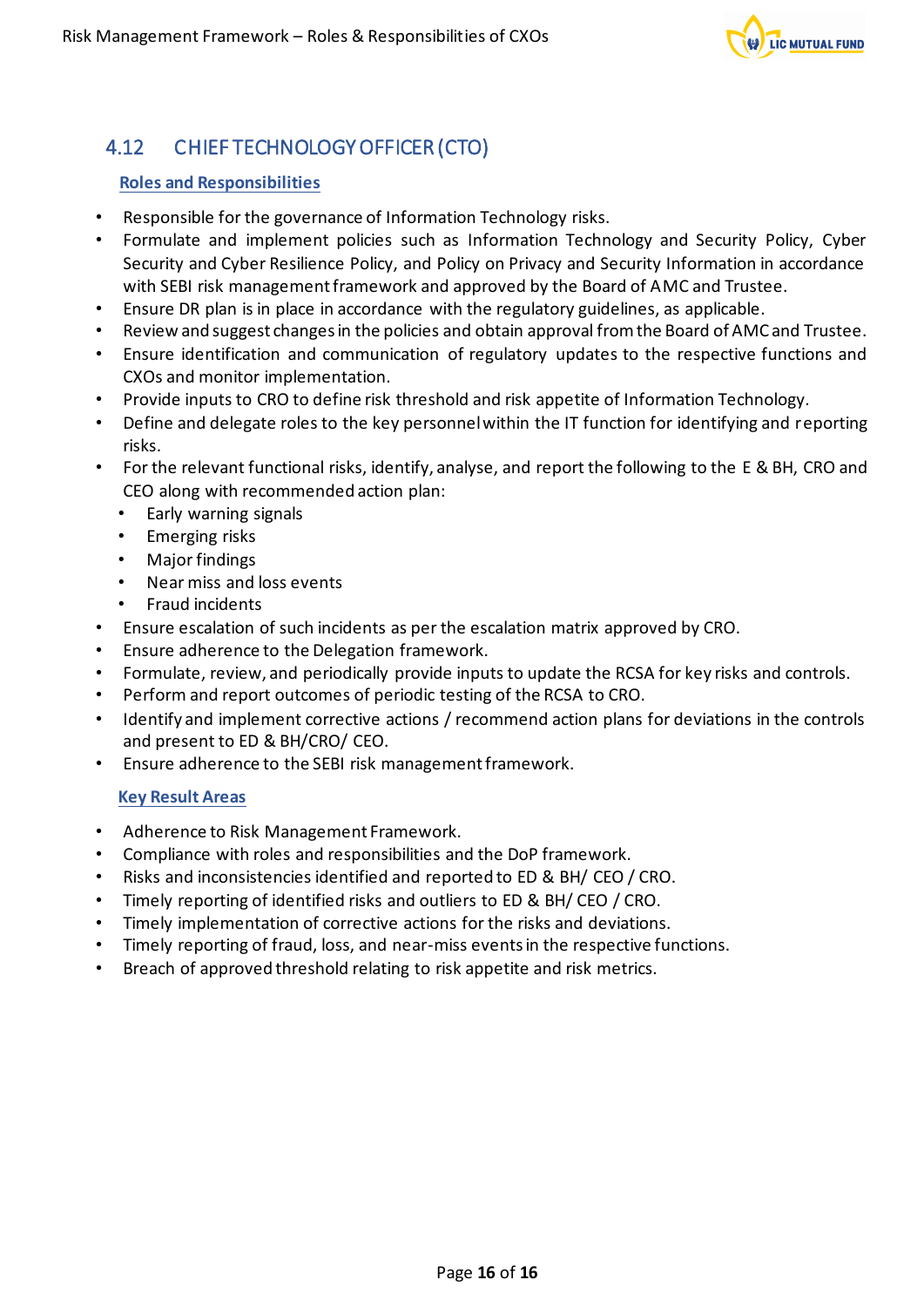## 4.12 CHIEF TECHNOLOGY OFFICER (CTO)

**Roles and Responsibilities**

- Responsible for the governance of Information Technology risks.
- Formulate and implement policies such as Information Technology and Security Policy, Cyber Security and Cyber Resilience Policy, and Policy on Privacy and Security Information in accordance with SEBI risk management framework and approved by the Board of AMC and Trustee.
- Ensure DR plan is in place in accordance with the regulatory guidelines, as applicable.
- Review and suggest changes in the policies and obtain approval from the Board of AMC and Trustee.
- Ensure identification and communication of regulatory updates to the respective functions and CXOs and monitor implementation.
- Provide inputs to CRO to define risk threshold and risk appetite of Information Technology.
- Define and delegate roles to the key personnel within the IT function for identifying and reporting risks.
- For the relevant functional risks, identify, analyse, and report the following to the E & BH, CRO and CEO along with recommended action plan:
  - Early warning signals
  - Emerging risks
  - Major findings
  - Near miss and loss events
  - Fraud incidents
- Ensure escalation of such incidents as per the escalation matrix approved by CRO.
- Ensure adherence to the Delegation framework.
- Formulate, review, and periodically provide inputs to update the RCSA for key risks and controls.
- Perform and report outcomes of periodic testing of the RCSA to CRO.
- Identify and implement corrective actions / recommend action plans for deviations in the controls and present to ED & BH/CRO/ CEO.
- Ensure adherence to the SEBI risk management framework.

**Key Result Areas**

- Adherence to Risk Management Framework.
- Compliance with roles and responsibilities and the DoP framework.
- Risks and inconsistencies identified and reported to ED & BH/ CEO / CRO.
- Timely reporting of identified risks and outliers to ED & BH/ CEO / CRO.
- Timely implementation of corrective actions for the risks and deviations.
- Timely reporting of fraud, loss, and near-miss events in the respective functions.
- Breach of approved threshold relating to risk appetite and risk metrics.